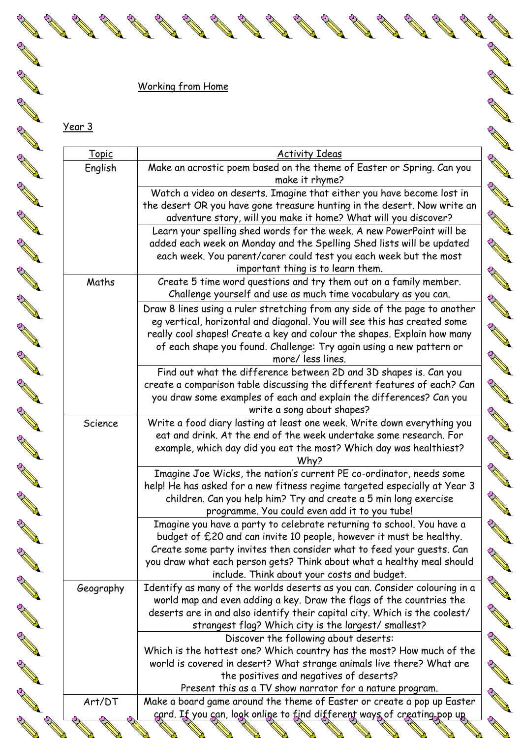Working from Home

Year 3

| Topic | Activity Ideas |
|---|---|
| English | Make an acrostic poem based on the theme of Easter or Spring. Can you make it rhyme? |
| | Watch a video on deserts. Imagine that either you have become lost in the desert OR you have gone treasure hunting in the desert. Now write an adventure story, will you make it home? What will you discover? |
| | Learn your spelling shed words for the week. A new PowerPoint will be added each week on Monday and the Spelling Shed lists will be updated each week. You parent/carer could test you each week but the most important thing is to learn them. |
| Maths | Create 5 time word questions and try them out on a family member. Challenge yourself and use as much time vocabulary as you can. |
| | Draw 8 lines using a ruler stretching from any side of the page to another eg vertical, horizontal and diagonal. You will see this has created some really cool shapes! Create a key and colour the shapes. Explain how many of each shape you found. Challenge: Try again using a new pattern or more/ less lines. |
| | Find out what the difference between 2D and 3D shapes is. Can you create a comparison table discussing the different features of each? Can you draw some examples of each and explain the differences? Can you write a song about shapes? |
| Science | Write a food diary lasting at least one week. Write down everything you eat and drink. At the end of the week undertake some research. For example, which day did you eat the most? Which day was healthiest? Why? |
| | Imagine Joe Wicks, the nation's current PE co-ordinator, needs some help! He has asked for a new fitness regime targeted especially at Year 3 children. Can you help him? Try and create a 5 min long exercise programme. You could even add it to you tube! |
| | Imagine you have a party to celebrate returning to school. You have a budget of £20 and can invite 10 people, however it must be healthy. Create some party invites then consider what to feed your guests. Can you draw what each person gets? Think about what a healthy meal should include. Think about your costs and budget. |
| Geography | Identify as many of the worlds deserts as you can. Consider colouring in a world map and even adding a key. Draw the flags of the countries the deserts are in and also identify their capital city. Which is the coolest/ strangest flag? Which city is the largest/ smallest? |
| | Discover the following about deserts: Which is the hottest one? Which country has the most? How much of the world is covered in desert? What strange animals live there? What are the positives and negatives of deserts? Present this as a TV show narrator for a nature program. |
| Art/DT | Make a board game around the theme of Easter or create a pop up Easter card. If you can, look online to find different ways of creating pop up |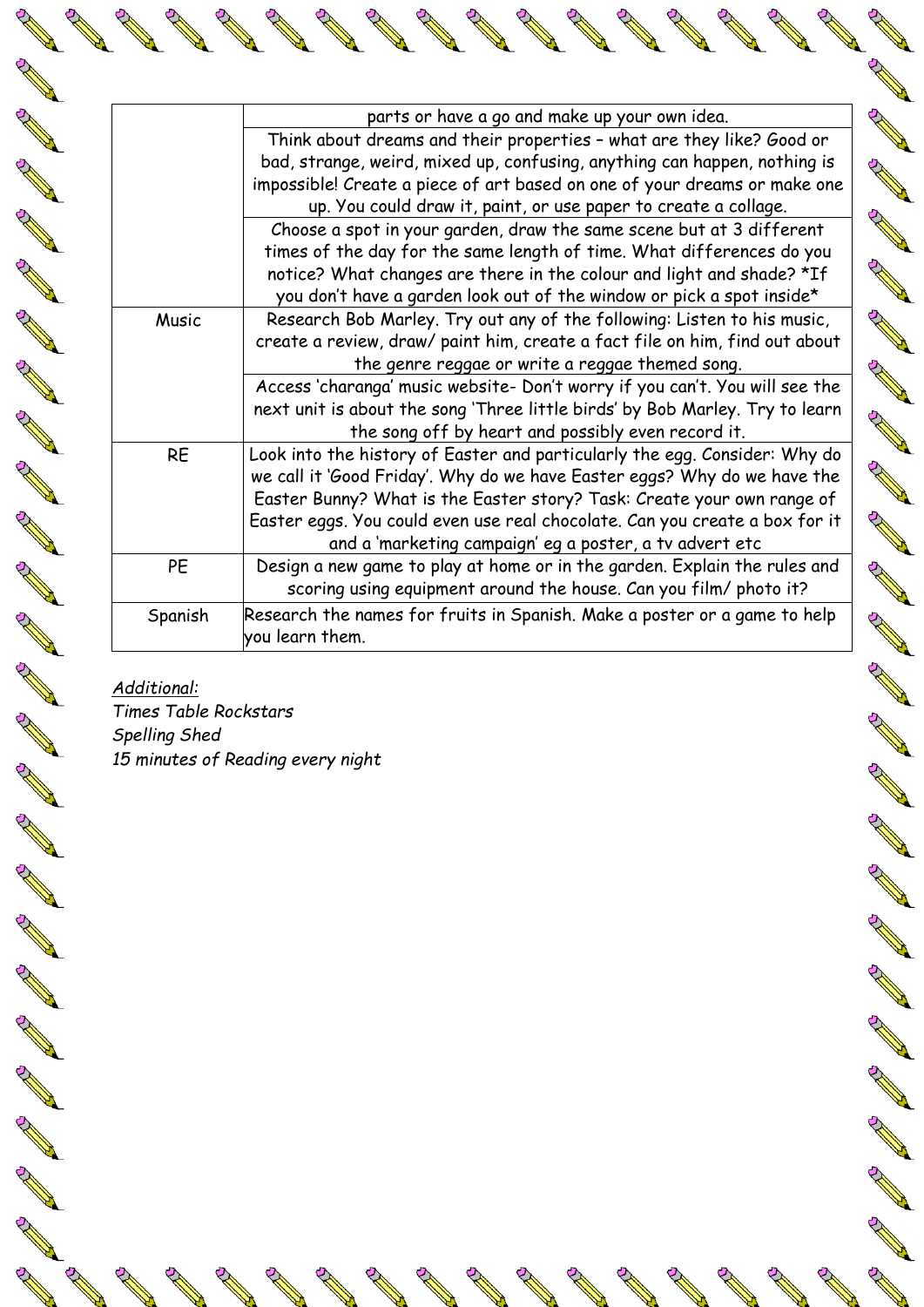| | |
|---|---|
| | parts or have a go and make up your own idea. |
| | Think about dreams and their properties – what are they like? Good or bad, strange, weird, mixed up, confusing, anything can happen, nothing is impossible! Create a piece of art based on one of your dreams or make one up. You could draw it, paint, or use paper to create a collage. |
| | Choose a spot in your garden, draw the same scene but at 3 different times of the day for the same length of time. What differences do you notice? What changes are there in the colour and light and shade? *If you don't have a garden look out of the window or pick a spot inside* |
| Music | Research Bob Marley. Try out any of the following: Listen to his music, create a review, draw/ paint him, create a fact file on him, find out about the genre reggae or write a reggae themed song. |
| | Access 'charanga' music website- Don't worry if you can't. You will see the next unit is about the song 'Three little birds' by Bob Marley. Try to learn the song off by heart and possibly even record it. |
| RE | Look into the history of Easter and particularly the egg. Consider: Why do we call it 'Good Friday'. Why do we have Easter eggs? Why do we have the Easter Bunny? What is the Easter story? Task: Create your own range of Easter eggs. You could even use real chocolate. Can you create a box for it and a 'marketing campaign' eg a poster, a tv advert etc |
| PE | Design a new game to play at home or in the garden. Explain the rules and scoring using equipment around the house. Can you film/ photo it? |
| Spanish | Research the names for fruits in Spanish. Make a poster or a game to help you learn them. |

*Additional:*

*Times Table Rockstars*

*Spelling Shed*

*15 minutes of Reading every night*